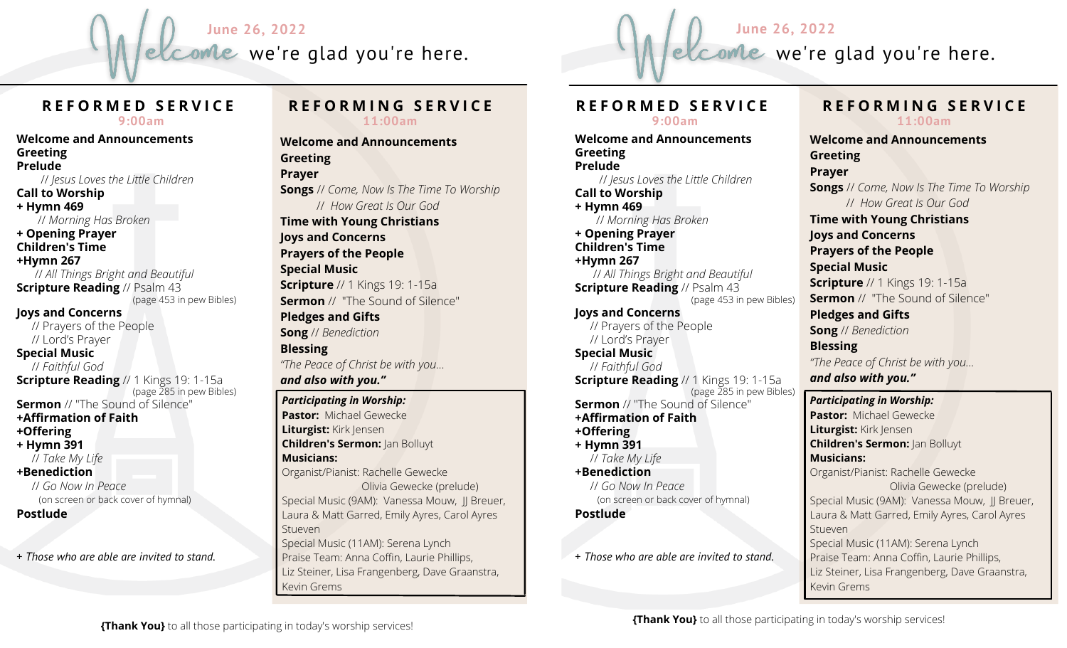# Welcome we're glad you're here.

**June 26, 2022**

## REFORMED SERVICE

**9:00am**

**Welcome and Announcements**
**Greeting**
**Prelude**
// *Jesus Loves the Little Children*
**Call to Worship**
**+ Hymn 469**
// *Morning Has Broken*
**+ Opening Prayer**
**Children's Time**
**+Hymn 267**
// *All Things Bright and Beautiful*
**Scripture Reading** // Psalm 43
(page 453 in pew Bibles)
**Joys and Concerns**
// Prayers of the People
// Lord's Prayer
**Special Music**
// *Faithful God*
**Scripture Reading** // 1 Kings 19: 1-15a
(page 285 in pew Bibles)
**Sermon** // "The Sound of Silence"
**+Affirmation of Faith**
**+Offering**
**+ Hymn 391**
// *Take My Life*
**+Benediction**
// *Go Now In Peace*
(on screen or back cover of hymnal)
**Postlude**

*+ Those who are able are invited to stand.*

## REFORMING SERVICE

**11:00am**

**Welcome and Announcements**
**Greeting**
**Prayer**
**Songs** // *Come, Now Is The Time To Worship*
// *How Great Is Our God*
**Time with Young Christians**
**Joys and Concerns**
**Prayers of the People**
**Special Music**
**Scripture** // 1 Kings 19: 1-15a
**Sermon** // "The Sound of Silence"
**Pledges and Gifts**
**Song** // *Benediction*
**Blessing**
*"The Peace of Christ be with you...*
***and also with you."***

***Participating in Worship:***
**Pastor:** Michael Gewecke
**Liturgist:** Kirk Jensen
**Children's Sermon:** Jan Bolluyt
**Musicians:**
Organist/Pianist: Rachelle Gewecke
Olivia Gewecke (prelude)
Special Music (9AM): Vanessa Mouw, JJ Breuer, Laura & Matt Garred, Emily Ayres, Carol Ayres Stueven
Special Music (11AM): Serena Lynch
Praise Team: Anna Coffin, Laurie Phillips, Liz Steiner, Lisa Frangenberg, Dave Graanstra, Kevin Grems

**{Thank You}** to all those participating in today's worship services!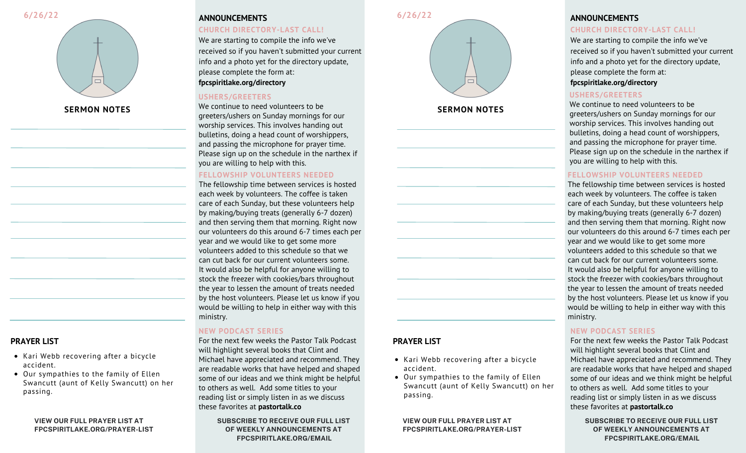6/26/22

## SERMON NOTES

## PRAYER LIST

- Kari Webb recovering after a bicycle accident.
- Our sympathies to the family of Ellen Swancutt (aunt of Kelly Swancutt) on her passing.

**VIEW OUR FULL PRAYER LIST AT FPCSPIRITLAKE.ORG/PRAYER-LIST**

## ANNOUNCEMENTS

### CHURCH DIRECTORY-LAST CALL!

We are starting to compile the info we've received so if you haven't submitted your current info and a photo yet for the directory update, please complete the form at: **fpcspiritlake.org/directory**

### USHERS/GREETERS

We continue to need volunteers to be greeters/ushers on Sunday mornings for our worship services. This involves handing out bulletins, doing a head count of worshippers, and passing the microphone for prayer time. Please sign up on the schedule in the narthex if you are willing to help with this.

### FELLOWSHIP VOLUNTEERS NEEDED

The fellowship time between services is hosted each week by volunteers. The coffee is taken care of each Sunday, but these volunteers help by making/buying treats (generally 6-7 dozen) and then serving them that morning. Right now our volunteers do this around 6-7 times each per year and we would like to get some more volunteers added to this schedule so that we can cut back for our current volunteers some. It would also be helpful for anyone willing to stock the freezer with cookies/bars throughout the year to lessen the amount of treats needed by the host volunteers. Please let us know if you would be willing to help in either way with this ministry.

### NEW PODCAST SERIES

For the next few weeks the Pastor Talk Podcast will highlight several books that Clint and Michael have appreciated and recommend. They are readable works that have helped and shaped some of our ideas and we think might be helpful to others as well. Add some titles to your reading list or simply listen in as we discuss these favorites at **pastortalk.co**

**SUBSCRIBE TO RECEIVE OUR FULL LIST OF WEEKLY ANNOUNCEMENTS AT FPCSPIRITLAKE.ORG/EMAIL**

6/26/22

## SERMON NOTES

## PRAYER LIST

- Kari Webb recovering after a bicycle accident.
- Our sympathies to the family of Ellen Swancutt (aunt of Kelly Swancutt) on her passing.

**VIEW OUR FULL PRAYER LIST AT FPCSPIRITLAKE.ORG/PRAYER-LIST**

## ANNOUNCEMENTS

### CHURCH DIRECTORY-LAST CALL!

We are starting to compile the info we've received so if you haven't submitted your current info and a photo yet for the directory update, please complete the form at: **fpcspiritlake.org/directory**

### USHERS/GREETERS

We continue to need volunteers to be greeters/ushers on Sunday mornings for our worship services. This involves handing out bulletins, doing a head count of worshippers, and passing the microphone for prayer time. Please sign up on the schedule in the narthex if you are willing to help with this.

### FELLOWSHIP VOLUNTEERS NEEDED

The fellowship time between services is hosted each week by volunteers. The coffee is taken care of each Sunday, but these volunteers help by making/buying treats (generally 6-7 dozen) and then serving them that morning. Right now our volunteers do this around 6-7 times each per year and we would like to get some more volunteers added to this schedule so that we can cut back for our current volunteers some. It would also be helpful for anyone willing to stock the freezer with cookies/bars throughout the year to lessen the amount of treats needed by the host volunteers. Please let us know if you would be willing to help in either way with this ministry.

### NEW PODCAST SERIES

For the next few weeks the Pastor Talk Podcast will highlight several books that Clint and Michael have appreciated and recommend. They are readable works that have helped and shaped some of our ideas and we think might be helpful to others as well. Add some titles to your reading list or simply listen in as we discuss these favorites at **pastortalk.co**

**SUBSCRIBE TO RECEIVE OUR FULL LIST OF WEEKLY ANNOUNCEMENTS AT FPCSPIRITLAKE.ORG/EMAIL**